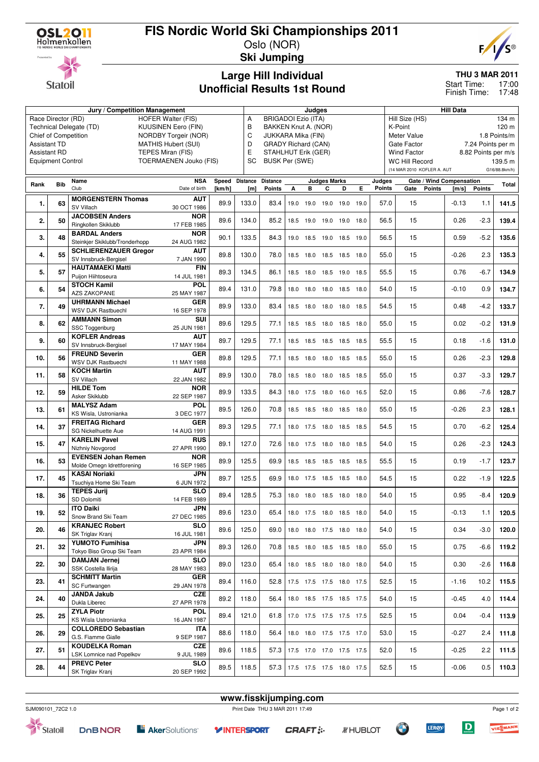# FIS Nordic World Ski Championships 2011

Oslo (NOR)

**Ski Jumping**

## Large Hill Individual
## Unofficial Results 1st Round

**THU 3 MAR 2011**
Start Time: 17:00
Finish Time: 17:48

| Jury / Competition Management | | Judges | | Hill Data | |
|---|---|---|---|---|---|
| Race Director (RD) | HOFER Walter (FIS) | A | BRIGADOI Ezio (ITA) | Hill Size (HS) | 134 m |
| Technical Delegate (TD) | KUUSINEN Eero (FIN) | B | BAKKEN Knut A. (NOR) | K-Point | 120 m |
| Chief of Competition | NORDBY Torgeir (NOR) | C | JUKKARA Mika (FIN) | Meter Value | 1.8 Points/m |
| Assistant TD | MATHIS Hubert (SUI) | D | GRADY Richard (CAN) | Gate Factor | 7.24 Points per m |
| Assistant RD | TEPES Miran (FIS) | E | STAHLHUT Erik (GER) | Wind Factor | 8.82 Points per m/s |
| Equipment Control | TOERMAENEN Jouko (FIS) | SC | BUSK Per (SWE) | WC Hill Record | 139.5 m |
| | | | | (14 MAR 2010 KOFLER A. AUT | G16/88.8km/h) |

| Rank | Bib | Name / Club | NSA / Date of birth | Speed [km/h] | Distance [m] | Distance Points | A | B | C | D | E | Judges Points | Gate | Gate Points | Wind [m/s] | Wind Points | Total |
|---|---|---|---|---|---|---|---|---|---|---|---|---|---|---|---|---|---|
| 1. | 63 | MORGENSTERN Thomas / SV Villach | AUT / 30 OCT 1986 | 89.9 | 133.0 | 83.4 | 19.0 | 19.0 | 19.0 | 19.0 | 19.0 | 57.0 | 15 | | -0.13 | 1.1 | 141.5 |
| 2. | 50 | JACOBSEN Anders / Ringkollen Skiklubb | NOR / 17 FEB 1985 | 89.6 | 134.0 | 85.2 | 18.5 | 19.0 | 19.0 | 19.0 | 18.0 | 56.5 | 15 | | 0.26 | -2.3 | 139.4 |
| 3. | 48 | BARDAL Anders / Steinkjer Skiklubb/Tronderhopp | NOR / 24 AUG 1982 | 90.1 | 133.5 | 84.3 | 19.0 | 18.5 | 19.0 | 18.5 | 19.0 | 56.5 | 15 | | 0.59 | -5.2 | 135.6 |
| 4. | 55 | SCHLIERENZAUER Gregor / SV Innsbruck-Bergisel | AUT / 7 JAN 1990 | 89.8 | 130.0 | 78.0 | 18.5 | 18.0 | 18.5 | 18.5 | 18.0 | 55.0 | 15 | | -0.26 | 2.3 | 135.3 |
| 5. | 57 | HAUTAMAEKI Matti / Puijon Hiihtoseura | FIN / 14 JUL 1981 | 89.3 | 134.5 | 86.1 | 18.5 | 18.0 | 18.5 | 19.0 | 18.5 | 55.5 | 15 | | 0.76 | -6.7 | 134.9 |
| 6. | 54 | STOCH Kamil / AZS ZAKOPANE | POL / 25 MAY 1987 | 89.4 | 131.0 | 79.8 | 18.0 | 18.0 | 18.0 | 18.5 | 18.0 | 54.0 | 15 | | -0.10 | 0.9 | 134.7 |
| 7. | 49 | UHRMANN Michael / WSV DJK Rastbuechl | GER / 16 SEP 1978 | 89.9 | 133.0 | 83.4 | 18.5 | 18.0 | 18.0 | 18.0 | 18.5 | 54.5 | 15 | | 0.48 | -4.2 | 133.7 |
| 8. | 62 | AMMANN Simon / SSC Toggenburg | SUI / 25 JUN 1981 | 89.6 | 129.5 | 77.1 | 18.5 | 18.5 | 18.0 | 18.5 | 18.0 | 55.0 | 15 | | 0.02 | -0.2 | 131.9 |
| 9. | 60 | KOFLER Andreas / SV Innsbruck-Bergisel | AUT / 17 MAY 1984 | 89.7 | 129.5 | 77.1 | 18.5 | 18.5 | 18.5 | 18.5 | 18.5 | 55.5 | 15 | | 0.18 | -1.6 | 131.0 |
| 10. | 56 | FREUND Severin / WSV DJK Rastbuechl | GER / 11 MAY 1988 | 89.8 | 129.5 | 77.1 | 18.5 | 18.0 | 18.0 | 18.5 | 18.5 | 55.0 | 15 | | 0.26 | -2.3 | 129.8 |
| 11. | 58 | KOCH Martin / SV Villach | AUT / 22 JAN 1982 | 89.9 | 130.0 | 78.0 | 18.5 | 18.0 | 18.0 | 18.5 | 18.5 | 55.0 | 15 | | 0.37 | -3.3 | 129.7 |
| 12. | 59 | HILDE Tom / Asker Skiklubb | NOR / 22 SEP 1987 | 89.9 | 133.5 | 84.3 | 18.0 | 17.5 | 18.0 | 16.0 | 16.5 | 52.0 | 15 | | 0.86 | -7.6 | 128.7 |
| 13. | 61 | MALYSZ Adam / KS Wisla, Ustronianka | POL / 3 DEC 1977 | 89.5 | 126.0 | 70.8 | 18.5 | 18.5 | 18.0 | 18.5 | 18.0 | 55.0 | 15 | | -0.26 | 2.3 | 128.1 |
| 14. | 37 | FREITAG Richard / SG Nickelhuette Aue | GER / 14 AUG 1991 | 89.3 | 129.5 | 77.1 | 18.0 | 17.5 | 18.0 | 18.5 | 18.5 | 54.5 | 15 | | 0.70 | -6.2 | 125.4 |
| 15. | 47 | KARELIN Pavel / Nizhniy Novgorod | RUS / 27 APR 1990 | 89.1 | 127.0 | 72.6 | 18.0 | 17.5 | 18.0 | 18.0 | 18.5 | 54.0 | 15 | | 0.26 | -2.3 | 124.3 |
| 16. | 53 | EVENSEN Johan Remen / Molde Omegn Idrettforening | NOR / 16 SEP 1985 | 89.9 | 125.5 | 69.9 | 18.5 | 18.5 | 18.5 | 18.5 | 18.5 | 55.5 | 15 | | 0.19 | -1.7 | 123.7 |
| 17. | 45 | KASAI Noriaki / Tsuchiya Home Ski Team | JPN / 6 JUN 1972 | 89.7 | 125.5 | 69.9 | 18.0 | 17.5 | 18.5 | 18.5 | 18.0 | 54.5 | 15 | | 0.22 | -1.9 | 122.5 |
| 18. | 36 | TEPES Jurij / SD Dolomiti | SLO / 14 FEB 1989 | 89.4 | 128.5 | 75.3 | 18.0 | 18.0 | 18.5 | 18.0 | 18.0 | 54.0 | 15 | | 0.95 | -8.4 | 120.9 |
| 19. | 52 | ITO Daiki / Snow Brand Ski Team | JPN / 27 DEC 1985 | 89.6 | 123.0 | 65.4 | 18.0 | 17.5 | 18.0 | 18.5 | 18.0 | 54.0 | 15 | | -0.13 | 1.1 | 120.5 |
| 20. | 46 | KRANJEC Robert / SK Triglav Kranj | SLO / 16 JUL 1981 | 89.6 | 125.0 | 69.0 | 18.0 | 18.0 | 17.5 | 18.0 | 18.0 | 54.0 | 15 | | 0.34 | -3.0 | 120.0 |
| 21. | 32 | YUMOTO Fumihisa / Tokyo Biso Group Ski Team | JPN / 23 APR 1984 | 89.3 | 126.0 | 70.8 | 18.5 | 18.0 | 18.5 | 18.5 | 18.0 | 55.0 | 15 | | 0.75 | -6.6 | 119.2 |
| 22. | 30 | DAMJAN Jernej / SSK Costella Ilirija | SLO / 28 MAY 1983 | 89.0 | 123.0 | 65.4 | 18.0 | 18.5 | 18.0 | 18.0 | 18.0 | 54.0 | 15 | | 0.30 | -2.6 | 116.8 |
| 23. | 41 | SCHMITT Martin / SC Furtwangen | GER / 29 JAN 1978 | 89.4 | 116.0 | 52.8 | 17.5 | 17.5 | 17.5 | 18.0 | 17.5 | 52.5 | 15 | | -1.16 | 10.2 | 115.5 |
| 24. | 40 | JANDA Jakub / Dukla Liberec | CZE / 27 APR 1978 | 89.2 | 118.0 | 56.4 | 18.0 | 18.5 | 17.5 | 18.5 | 17.5 | 54.0 | 15 | | -0.45 | 4.0 | 114.4 |
| 25. | 25 | ZYLA Piotr / KS Wisla Ustronianka | POL / 16 JAN 1987 | 89.4 | 121.0 | 61.8 | 17.0 | 17.5 | 17.5 | 17.5 | 17.5 | 52.5 | 15 | | 0.04 | -0.4 | 113.9 |
| 26. | 29 | COLLOREDO Sebastian / G.S. Fiamme Gialle | ITA / 9 SEP 1987 | 88.6 | 118.0 | 56.4 | 18.0 | 18.0 | 17.5 | 17.5 | 17.0 | 53.0 | 15 | | -0.27 | 2.4 | 111.8 |
| 27. | 51 | KOUDELKA Roman / LSK Lomnice nad Popelkov | CZE / 9 JUL 1989 | 89.6 | 118.5 | 57.3 | 17.5 | 17.0 | 17.0 | 17.5 | 17.5 | 52.0 | 15 | | -0.25 | 2.2 | 111.5 |
| 28. | 44 | PREVC Peter / SK Triglav Kranj | SLO / 20 SEP 1992 | 89.5 | 118.5 | 57.3 | 17.5 | 17.5 | 17.5 | 18.0 | 17.5 | 52.5 | 15 | | -0.06 | 0.5 | 110.3 |

www.fisskijumping.com

SJM090101_72C2 1.0 — Print Date THU 3 MAR 2011 17:49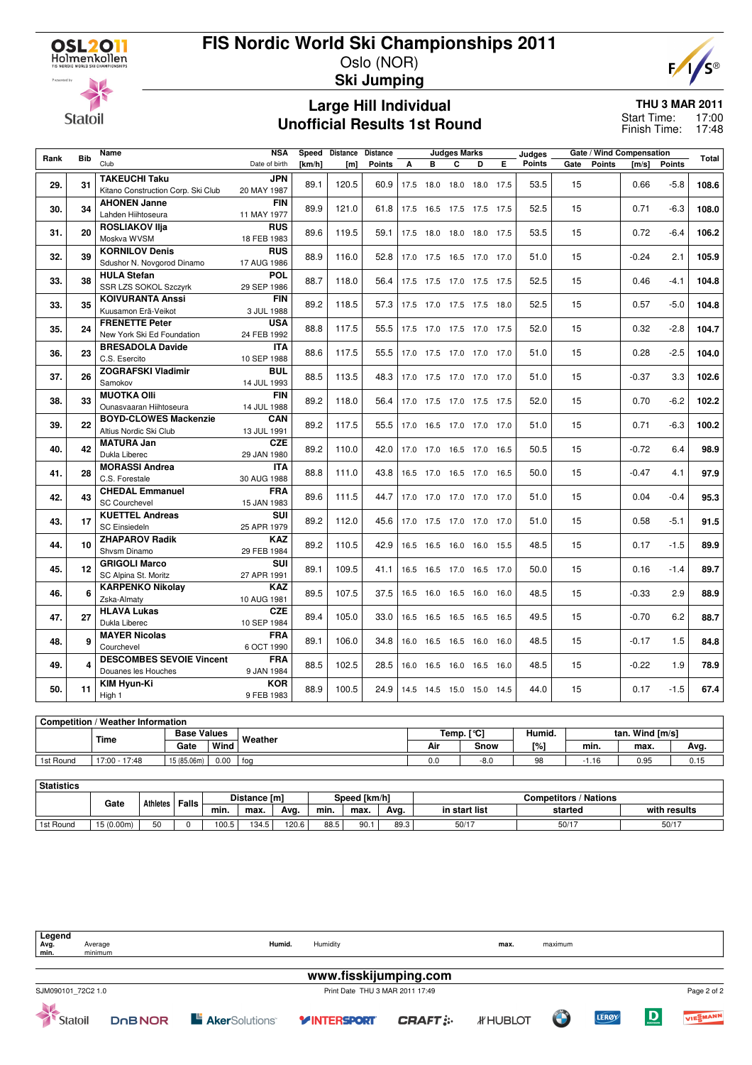# FIS Nordic World Ski Championships 2011

Oslo (NOR)

**Ski Jumping**

## Large Hill Individual
## Unofficial Results 1st Round

**THU 3 MAR 2011**
Start Time: 17:00
Finish Time: 17:48

| Rank | Bib | Name / Club | NSA / Date of birth | Speed [km/h] | Distance [m] | Distance Points | A | B | C | D | E | Judges Points | Gate | Gate Points | Wind [m/s] | Wind Points | Total |
|---|---|---|---|---|---|---|---|---|---|---|---|---|---|---|---|---|---|
| 29. | 31 | **TAKEUCHI Taku** Kitano Construction Corp. Ski Club | **JPN** 20 MAY 1987 | 89.1 | 120.5 | 60.9 | 17.5 | 18.0 | 18.0 | 18.0 | 17.5 | 53.5 | 15 | | 0.66 | -5.8 | **108.6** |
| 30. | 34 | **AHONEN Janne** Lahden Hiihtoseura | **FIN** 11 MAY 1977 | 89.9 | 121.0 | 61.8 | 17.5 | 16.5 | 17.5 | 17.5 | 17.5 | 52.5 | 15 | | 0.71 | -6.3 | **108.0** |
| 31. | 20 | **ROSLIAKOV Ilja** Moskva WVSM | **RUS** 18 FEB 1983 | 89.6 | 119.5 | 59.1 | 17.5 | 18.0 | 18.0 | 18.0 | 17.5 | 53.5 | 15 | | 0.72 | -6.4 | **106.2** |
| 32. | 39 | **KORNILOV Denis** Sdushor N. Novgorod Dinamo | **RUS** 17 AUG 1986 | 88.9 | 116.0 | 52.8 | 17.0 | 17.5 | 16.5 | 17.0 | 17.0 | 51.0 | 15 | | -0.24 | 2.1 | **105.9** |
| 33. | 38 | **HULA Stefan** SSR LZS SOKOL Szczyrk | **POL** 29 SEP 1986 | 88.7 | 118.0 | 56.4 | 17.5 | 17.5 | 17.0 | 17.5 | 17.5 | 52.5 | 15 | | 0.46 | -4.1 | **104.8** |
| 33. | 35 | **KOIVURANTA Anssi** Kuusamon Erä-Veikot | **FIN** 3 JUL 1988 | 89.2 | 118.5 | 57.3 | 17.5 | 17.0 | 17.5 | 17.5 | 18.0 | 52.5 | 15 | | 0.57 | -5.0 | **104.8** |
| 35. | 24 | **FRENETTE Peter** New York Ski Ed Foundation | **USA** 24 FEB 1992 | 88.8 | 117.5 | 55.5 | 17.5 | 17.0 | 17.5 | 17.0 | 17.5 | 52.0 | 15 | | 0.32 | -2.8 | **104.7** |
| 36. | 23 | **BRESADOLA Davide** C.S. Esercito | **ITA** 10 SEP 1988 | 88.6 | 117.5 | 55.5 | 17.0 | 17.5 | 17.0 | 17.0 | 17.0 | 51.0 | 15 | | 0.28 | -2.5 | **104.0** |
| 37. | 26 | **ZOGRAFSKI Vladimir** Samokov | **BUL** 14 JUL 1993 | 88.5 | 113.5 | 48.3 | 17.0 | 17.5 | 17.0 | 17.0 | 17.0 | 51.0 | 15 | | -0.37 | 3.3 | **102.6** |
| 38. | 33 | **MUOTKA Olli** Ounasvaaran Hiihtoseura | **FIN** 14 JUL 1988 | 89.2 | 118.0 | 56.4 | 17.0 | 17.5 | 17.0 | 17.5 | 17.5 | 52.0 | 15 | | 0.70 | -6.2 | **102.2** |
| 39. | 22 | **BOYD-CLOWES Mackenzie** Altius Nordic Ski Club | **CAN** 13 JUL 1991 | 89.2 | 117.5 | 55.5 | 17.0 | 16.5 | 17.0 | 17.0 | 17.0 | 51.0 | 15 | | 0.71 | -6.3 | **100.2** |
| 40. | 42 | **MATURA Jan** Dukla Liberec | **CZE** 29 JAN 1980 | 89.2 | 110.0 | 42.0 | 17.0 | 17.0 | 16.5 | 17.0 | 16.5 | 50.5 | 15 | | -0.72 | 6.4 | **98.9** |
| 41. | 28 | **MORASSI Andrea** C.S. Forestale | **ITA** 30 AUG 1988 | 88.8 | 111.0 | 43.8 | 16.5 | 17.0 | 16.5 | 17.0 | 16.5 | 50.0 | 15 | | -0.47 | 4.1 | **97.9** |
| 42. | 43 | **CHEDAL Emmanuel** SC Courchevel | **FRA** 15 JAN 1983 | 89.6 | 111.5 | 44.7 | 17.0 | 17.0 | 17.0 | 17.0 | 17.0 | 51.0 | 15 | | 0.04 | -0.4 | **95.3** |
| 43. | 17 | **KUETTEL Andreas** SC Einsiedeln | **SUI** 25 APR 1979 | 89.2 | 112.0 | 45.6 | 17.0 | 17.5 | 17.0 | 17.0 | 17.0 | 51.0 | 15 | | 0.58 | -5.1 | **91.5** |
| 44. | 10 | **ZHAPAROV Radik** Shvsm Dinamo | **KAZ** 29 FEB 1984 | 89.2 | 110.5 | 42.9 | 16.5 | 16.5 | 16.0 | 16.0 | 15.5 | 48.5 | 15 | | 0.17 | -1.5 | **89.9** |
| 45. | 12 | **GRIGOLI Marco** SC Alpina St. Moritz | **SUI** 27 APR 1991 | 89.1 | 109.5 | 41.1 | 16.5 | 16.5 | 17.0 | 16.5 | 17.0 | 50.0 | 15 | | 0.16 | -1.4 | **89.7** |
| 46. | 6 | **KARPENKO Nikolay** Zska-Almaty | **KAZ** 10 AUG 1981 | 89.5 | 107.5 | 37.5 | 16.5 | 16.0 | 16.5 | 16.0 | 16.0 | 48.5 | 15 | | -0.33 | 2.9 | **88.9** |
| 47. | 27 | **HLAVA Lukas** Dukla Liberec | **CZE** 10 SEP 1984 | 89.4 | 105.0 | 33.0 | 16.5 | 16.5 | 16.5 | 16.5 | 16.5 | 49.5 | 15 | | -0.70 | 6.2 | **88.7** |
| 48. | 9 | **MAYER Nicolas** Courchevel | **FRA** 6 OCT 1990 | 89.1 | 106.0 | 34.8 | 16.0 | 16.5 | 16.5 | 16.0 | 16.0 | 48.5 | 15 | | -0.17 | 1.5 | **84.8** |
| 49. | 4 | **DESCOMBES SEVOIE Vincent** Douanes les Houches | **FRA** 9 JAN 1984 | 88.5 | 102.5 | 28.5 | 16.0 | 16.5 | 16.0 | 16.5 | 16.0 | 48.5 | 15 | | -0.22 | 1.9 | **78.9** |
| 50. | 11 | **KIM Hyun-Ki** High 1 | **KOR** 9 FEB 1983 | 88.9 | 100.5 | 24.9 | 14.5 | 14.5 | 15.0 | 15.0 | 14.5 | 44.0 | 15 | | 0.17 | -1.5 | **67.4** |

**Competition / Weather Information**

| | Time | Base Values Gate | Base Values Wind | Weather | Temp. [°C] Air | Temp. [°C] Snow | Humid. [%] | tan. Wind [m/s] min. | tan. Wind [m/s] max. | tan. Wind [m/s] Avg. |
|---|---|---|---|---|---|---|---|---|---|---|
| 1st Round | 17:00 - 17:48 | 15 (85.06m) | 0.00 | fog | 0.0 | -8.0 | 98 | -1.16 | 0.95 | 0.15 |

**Statistics**

| | Gate | Athletes | Falls | Distance [m] min. | Distance [m] max. | Distance [m] Avg. | Speed [km/h] min. | Speed [km/h] max. | Speed [km/h] Avg. | Competitors / Nations in start list | Competitors / Nations started | Competitors / Nations with results |
|---|---|---|---|---|---|---|---|---|---|---|---|---|
| 1st Round | 15 (0.00m) | 50 | 0 | 100.5 | 134.5 | 120.6 | 88.5 | 90.1 | 89.3 | 50/17 | 50/17 | 50/17 |

**Legend**

| | | | | | |
|---|---|---|---|---|---|
| **Avg.** | Average | **Humid.** | Humidity | **max.** | maximum |
| **min.** | minimum | | | | |

www.fisskijumping.com

SJM090101_72C2 1.0 Print Date THU 3 MAR 2011 17:49